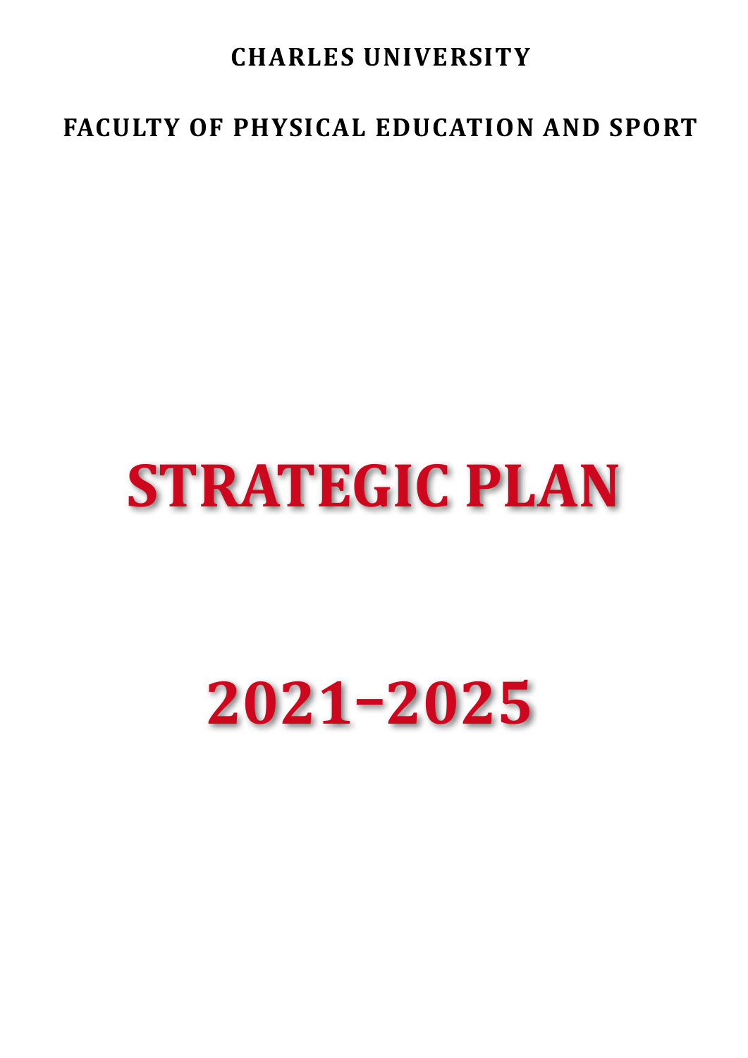**CHARLES UNIVERSITY**

**FACULTY OF PHYSICAL EDUCATION AND SPORT**

# STRATEGIC PLAN

# 2021–2025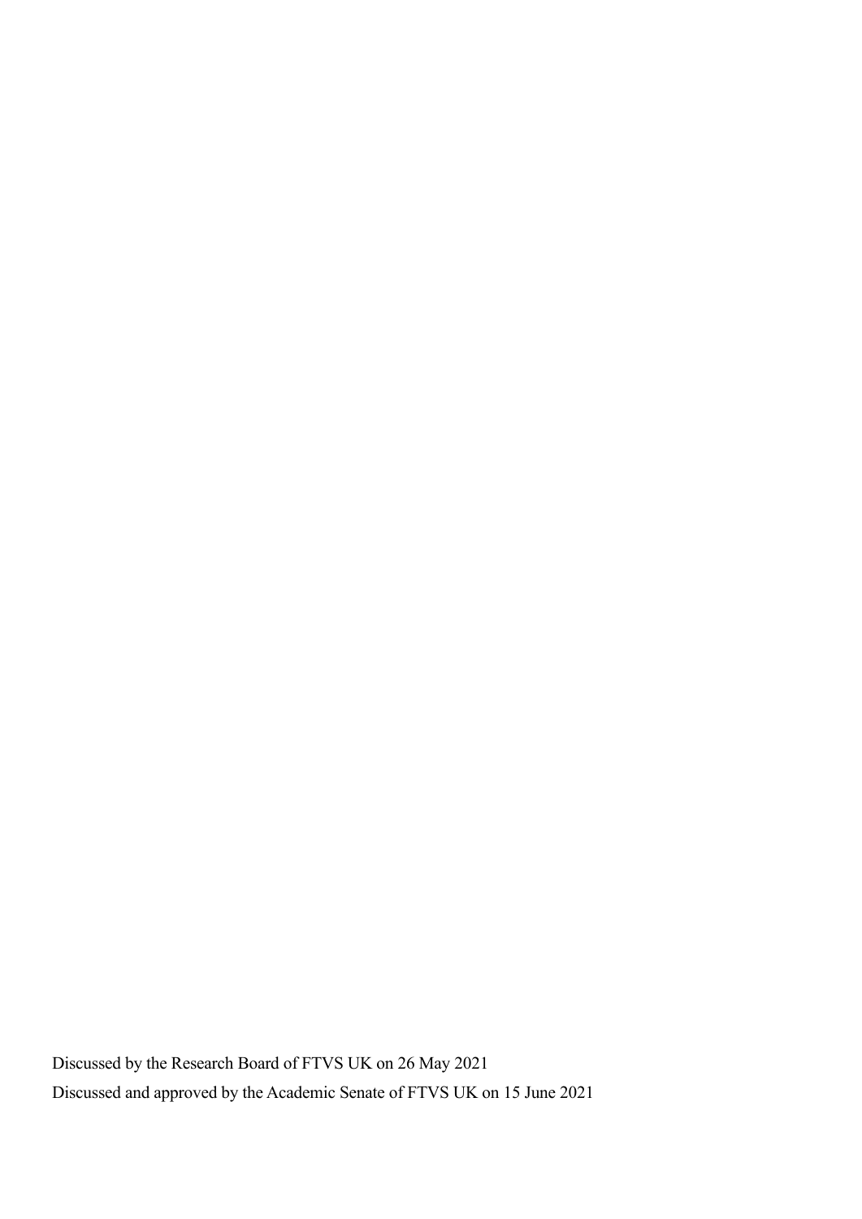Discussed by the Research Board of FTVS UK on 26 May 2021

Discussed and approved by the Academic Senate of FTVS UK on 15 June 2021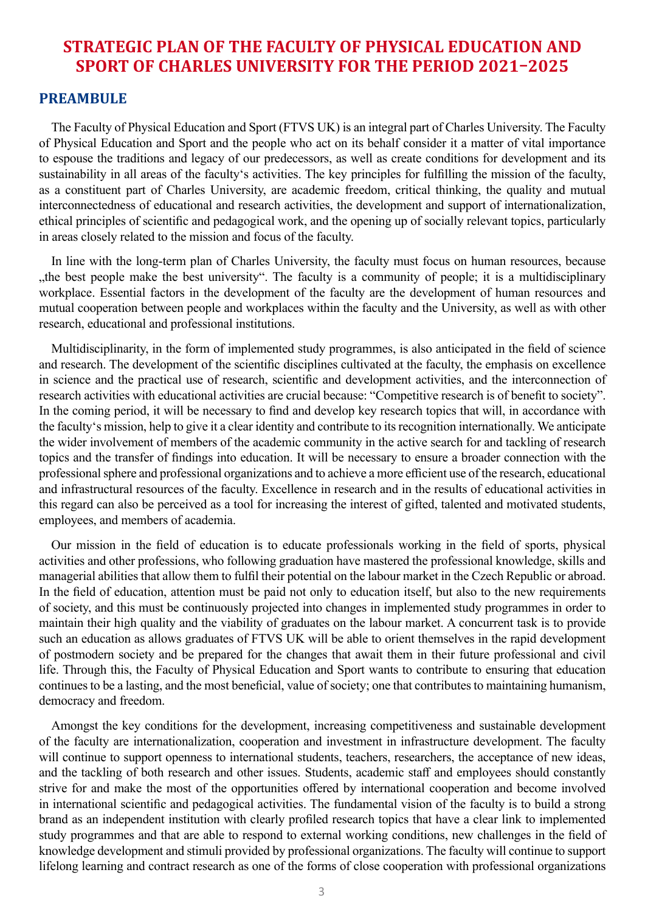# STRATEGIC PLAN OF THE FACULTY OF PHYSICAL EDUCATION AND SPORT OF CHARLES UNIVERSITY FOR THE PERIOD 2021–2025

## PREAMBULE

The Faculty of Physical Education and Sport (FTVS UK) is an integral part of Charles University. The Faculty of Physical Education and Sport and the people who act on its behalf consider it a matter of vital importance to espouse the traditions and legacy of our predecessors, as well as create conditions for development and its sustainability in all areas of the faculty's activities. The key principles for fulfilling the mission of the faculty, as a constituent part of Charles University, are academic freedom, critical thinking, the quality and mutual interconnectedness of educational and research activities, the development and support of internationalization, ethical principles of scientific and pedagogical work, and the opening up of socially relevant topics, particularly in areas closely related to the mission and focus of the faculty.

In line with the long-term plan of Charles University, the faculty must focus on human resources, because „the best people make the best university". The faculty is a community of people; it is a multidisciplinary workplace. Essential factors in the development of the faculty are the development of human resources and mutual cooperation between people and workplaces within the faculty and the University, as well as with other research, educational and professional institutions.

Multidisciplinarity, in the form of implemented study programmes, is also anticipated in the field of science and research. The development of the scientific disciplines cultivated at the faculty, the emphasis on excellence in science and the practical use of research, scientific and development activities, and the interconnection of research activities with educational activities are crucial because: "Competitive research is of benefit to society". In the coming period, it will be necessary to find and develop key research topics that will, in accordance with the faculty's mission, help to give it a clear identity and contribute to its recognition internationally. We anticipate the wider involvement of members of the academic community in the active search for and tackling of research topics and the transfer of findings into education. It will be necessary to ensure a broader connection with the professional sphere and professional organizations and to achieve a more efficient use of the research, educational and infrastructural resources of the faculty. Excellence in research and in the results of educational activities in this regard can also be perceived as a tool for increasing the interest of gifted, talented and motivated students, employees, and members of academia.

Our mission in the field of education is to educate professionals working in the field of sports, physical activities and other professions, who following graduation have mastered the professional knowledge, skills and managerial abilities that allow them to fulfil their potential on the labour market in the Czech Republic or abroad. In the field of education, attention must be paid not only to education itself, but also to the new requirements of society, and this must be continuously projected into changes in implemented study programmes in order to maintain their high quality and the viability of graduates on the labour market. A concurrent task is to provide such an education as allows graduates of FTVS UK will be able to orient themselves in the rapid development of postmodern society and be prepared for the changes that await them in their future professional and civil life. Through this, the Faculty of Physical Education and Sport wants to contribute to ensuring that education continues to be a lasting, and the most beneficial, value of society; one that contributes to maintaining humanism, democracy and freedom.

Amongst the key conditions for the development, increasing competitiveness and sustainable development of the faculty are internationalization, cooperation and investment in infrastructure development. The faculty will continue to support openness to international students, teachers, researchers, the acceptance of new ideas, and the tackling of both research and other issues. Students, academic staff and employees should constantly strive for and make the most of the opportunities offered by international cooperation and become involved in international scientific and pedagogical activities. The fundamental vision of the faculty is to build a strong brand as an independent institution with clearly profiled research topics that have a clear link to implemented study programmes and that are able to respond to external working conditions, new challenges in the field of knowledge development and stimuli provided by professional organizations. The faculty will continue to support lifelong learning and contract research as one of the forms of close cooperation with professional organizations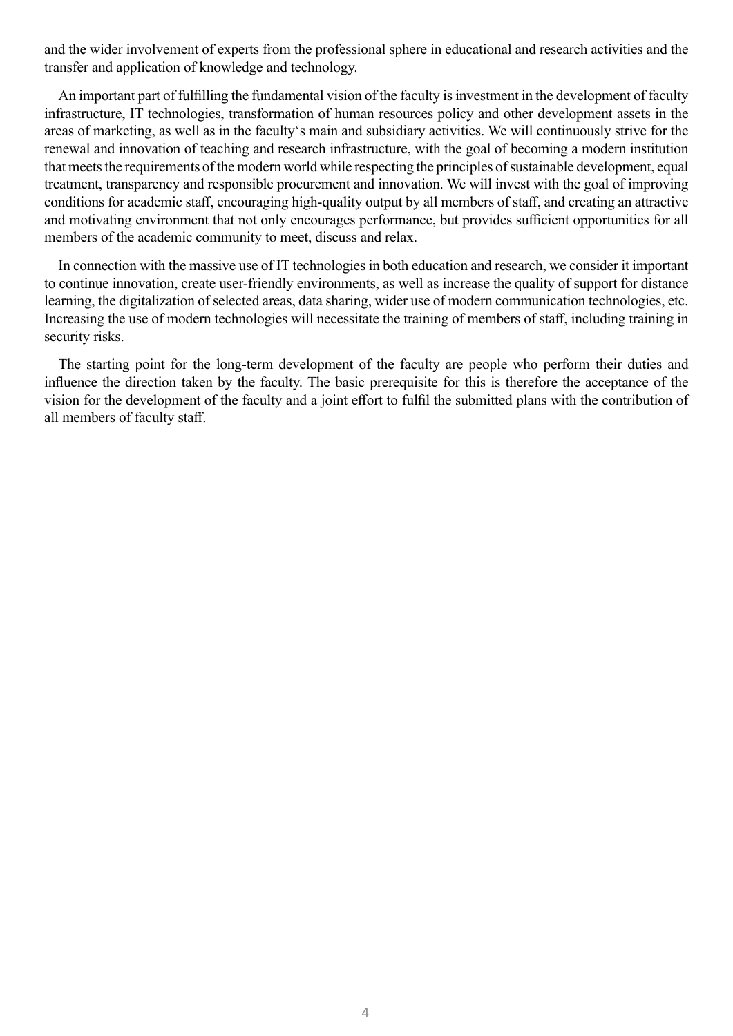and the wider involvement of experts from the professional sphere in educational and research activities and the transfer and application of knowledge and technology.

An important part of fulfilling the fundamental vision of the faculty is investment in the development of faculty infrastructure, IT technologies, transformation of human resources policy and other development assets in the areas of marketing, as well as in the faculty's main and subsidiary activities. We will continuously strive for the renewal and innovation of teaching and research infrastructure, with the goal of becoming a modern institution that meets the requirements of the modern world while respecting the principles of sustainable development, equal treatment, transparency and responsible procurement and innovation. We will invest with the goal of improving conditions for academic staff, encouraging high-quality output by all members of staff, and creating an attractive and motivating environment that not only encourages performance, but provides sufficient opportunities for all members of the academic community to meet, discuss and relax.

In connection with the massive use of IT technologies in both education and research, we consider it important to continue innovation, create user-friendly environments, as well as increase the quality of support for distance learning, the digitalization of selected areas, data sharing, wider use of modern communication technologies, etc. Increasing the use of modern technologies will necessitate the training of members of staff, including training in security risks.

The starting point for the long-term development of the faculty are people who perform their duties and influence the direction taken by the faculty. The basic prerequisite for this is therefore the acceptance of the vision for the development of the faculty and a joint effort to fulfil the submitted plans with the contribution of all members of faculty staff.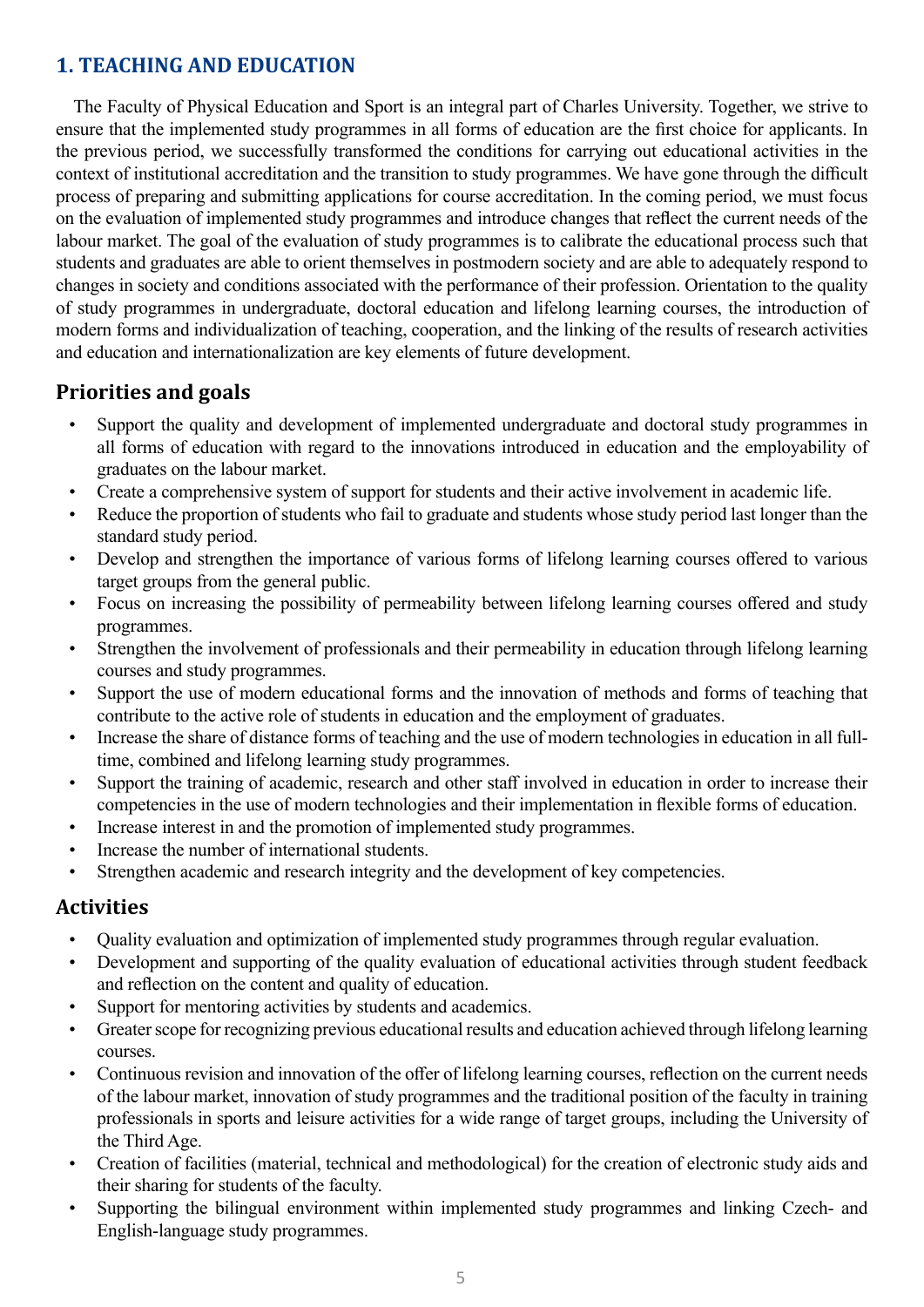## 1. TEACHING AND EDUCATION

The Faculty of Physical Education and Sport is an integral part of Charles University. Together, we strive to ensure that the implemented study programmes in all forms of education are the first choice for applicants. In the previous period, we successfully transformed the conditions for carrying out educational activities in the context of institutional accreditation and the transition to study programmes. We have gone through the difficult process of preparing and submitting applications for course accreditation. In the coming period, we must focus on the evaluation of implemented study programmes and introduce changes that reflect the current needs of the labour market. The goal of the evaluation of study programmes is to calibrate the educational process such that students and graduates are able to orient themselves in postmodern society and are able to adequately respond to changes in society and conditions associated with the performance of their profession. Orientation to the quality of study programmes in undergraduate, doctoral education and lifelong learning courses, the introduction of modern forms and individualization of teaching, cooperation, and the linking of the results of research activities and education and internationalization are key elements of future development.

### Priorities and goals

- Support the quality and development of implemented undergraduate and doctoral study programmes in all forms of education with regard to the innovations introduced in education and the employability of graduates on the labour market.
- Create a comprehensive system of support for students and their active involvement in academic life.
- Reduce the proportion of students who fail to graduate and students whose study period last longer than the standard study period.
- Develop and strengthen the importance of various forms of lifelong learning courses offered to various target groups from the general public.
- Focus on increasing the possibility of permeability between lifelong learning courses offered and study programmes.
- Strengthen the involvement of professionals and their permeability in education through lifelong learning courses and study programmes.
- Support the use of modern educational forms and the innovation of methods and forms of teaching that contribute to the active role of students in education and the employment of graduates.
- Increase the share of distance forms of teaching and the use of modern technologies in education in all full-time, combined and lifelong learning study programmes.
- Support the training of academic, research and other staff involved in education in order to increase their competencies in the use of modern technologies and their implementation in flexible forms of education.
- Increase interest in and the promotion of implemented study programmes.
- Increase the number of international students.
- Strengthen academic and research integrity and the development of key competencies.

### Activities

- Quality evaluation and optimization of implemented study programmes through regular evaluation.
- Development and supporting of the quality evaluation of educational activities through student feedback and reflection on the content and quality of education.
- Support for mentoring activities by students and academics.
- Greater scope for recognizing previous educational results and education achieved through lifelong learning courses.
- Continuous revision and innovation of the offer of lifelong learning courses, reflection on the current needs of the labour market, innovation of study programmes and the traditional position of the faculty in training professionals in sports and leisure activities for a wide range of target groups, including the University of the Third Age.
- Creation of facilities (material, technical and methodological) for the creation of electronic study aids and their sharing for students of the faculty.
- Supporting the bilingual environment within implemented study programmes and linking Czech- and English-language study programmes.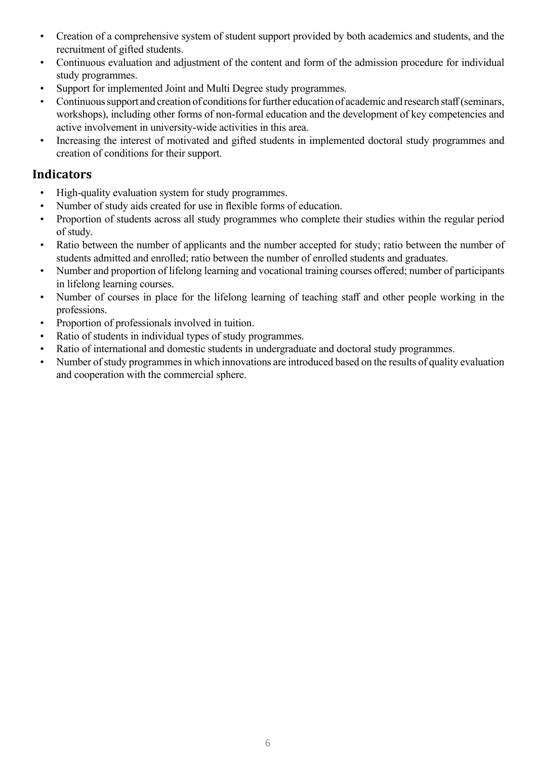- Creation of a comprehensive system of student support provided by both academics and students, and the recruitment of gifted students.
- Continuous evaluation and adjustment of the content and form of the admission procedure for individual study programmes.
- Support for implemented Joint and Multi Degree study programmes.
- Continuous support and creation of conditions for further education of academic and research staff (seminars, workshops), including other forms of non-formal education and the development of key competencies and active involvement in university-wide activities in this area.
- Increasing the interest of motivated and gifted students in implemented doctoral study programmes and creation of conditions for their support.

## Indicators

- High-quality evaluation system for study programmes.
- Number of study aids created for use in flexible forms of education.
- Proportion of students across all study programmes who complete their studies within the regular period of study.
- Ratio between the number of applicants and the number accepted for study; ratio between the number of students admitted and enrolled; ratio between the number of enrolled students and graduates.
- Number and proportion of lifelong learning and vocational training courses offered; number of participants in lifelong learning courses.
- Number of courses in place for the lifelong learning of teaching staff and other people working in the professions.
- Proportion of professionals involved in tuition.
- Ratio of students in individual types of study programmes.
- Ratio of international and domestic students in undergraduate and doctoral study programmes.
- Number of study programmes in which innovations are introduced based on the results of quality evaluation and cooperation with the commercial sphere.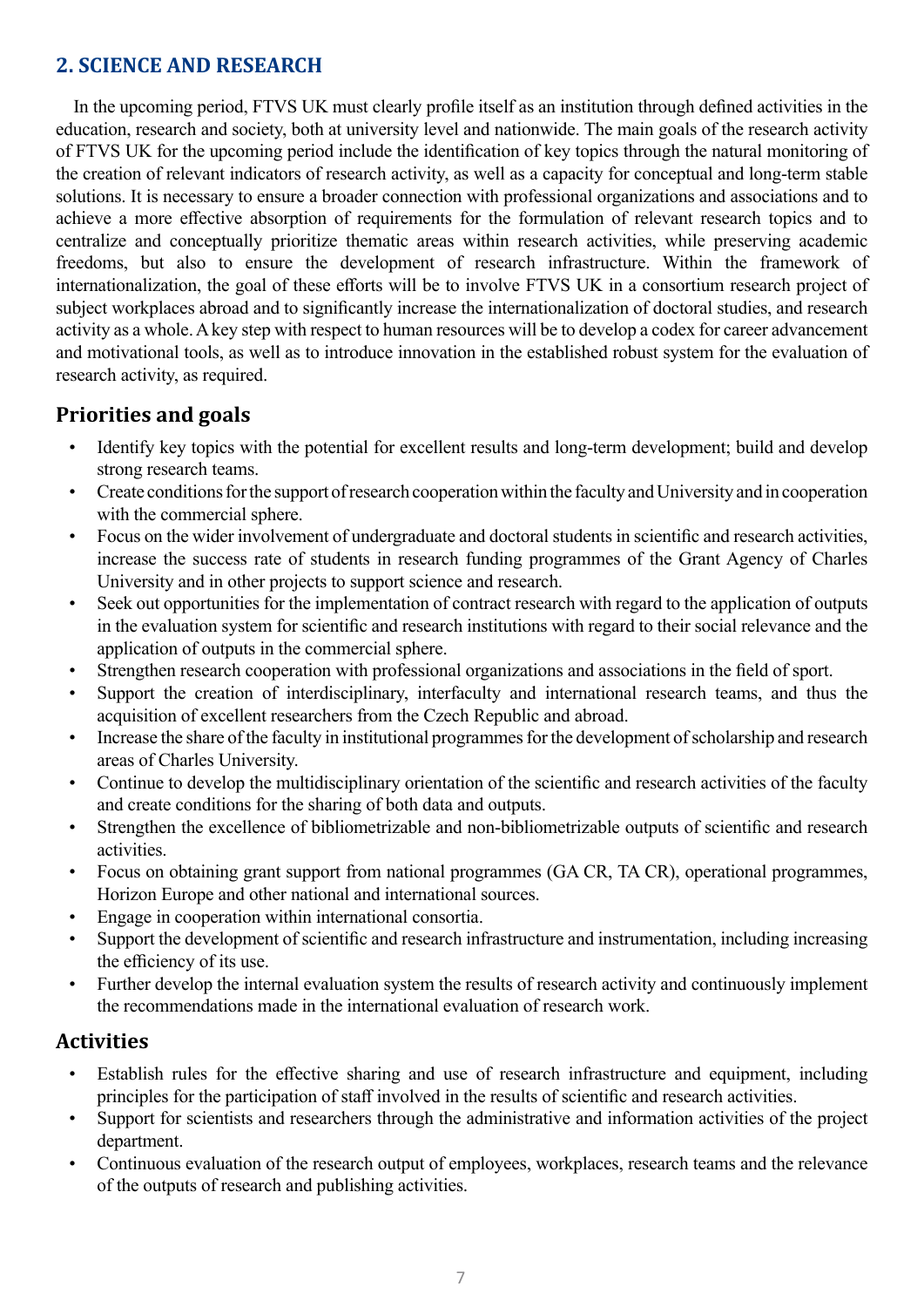## 2. SCIENCE AND RESEARCH

In the upcoming period, FTVS UK must clearly profile itself as an institution through defined activities in the education, research and society, both at university level and nationwide. The main goals of the research activity of FTVS UK for the upcoming period include the identification of key topics through the natural monitoring of the creation of relevant indicators of research activity, as well as a capacity for conceptual and long-term stable solutions. It is necessary to ensure a broader connection with professional organizations and associations and to achieve a more effective absorption of requirements for the formulation of relevant research topics and to centralize and conceptually prioritize thematic areas within research activities, while preserving academic freedoms, but also to ensure the development of research infrastructure. Within the framework of internationalization, the goal of these efforts will be to involve FTVS UK in a consortium research project of subject workplaces abroad and to significantly increase the internationalization of doctoral studies, and research activity as a whole. A key step with respect to human resources will be to develop a codex for career advancement and motivational tools, as well as to introduce innovation in the established robust system for the evaluation of research activity, as required.

### Priorities and goals

- Identify key topics with the potential for excellent results and long-term development; build and develop strong research teams.
- Create conditions for the support of research cooperation within the faculty and University and in cooperation with the commercial sphere.
- Focus on the wider involvement of undergraduate and doctoral students in scientific and research activities, increase the success rate of students in research funding programmes of the Grant Agency of Charles University and in other projects to support science and research.
- Seek out opportunities for the implementation of contract research with regard to the application of outputs in the evaluation system for scientific and research institutions with regard to their social relevance and the application of outputs in the commercial sphere.
- Strengthen research cooperation with professional organizations and associations in the field of sport.
- Support the creation of interdisciplinary, interfaculty and international research teams, and thus the acquisition of excellent researchers from the Czech Republic and abroad.
- Increase the share of the faculty in institutional programmes for the development of scholarship and research areas of Charles University.
- Continue to develop the multidisciplinary orientation of the scientific and research activities of the faculty and create conditions for the sharing of both data and outputs.
- Strengthen the excellence of bibliometrizable and non-bibliometrizable outputs of scientific and research activities.
- Focus on obtaining grant support from national programmes (GA CR, TA CR), operational programmes, Horizon Europe and other national and international sources.
- Engage in cooperation within international consortia.
- Support the development of scientific and research infrastructure and instrumentation, including increasing the efficiency of its use.
- Further develop the internal evaluation system the results of research activity and continuously implement the recommendations made in the international evaluation of research work.

### Activities

- Establish rules for the effective sharing and use of research infrastructure and equipment, including principles for the participation of staff involved in the results of scientific and research activities.
- Support for scientists and researchers through the administrative and information activities of the project department.
- Continuous evaluation of the research output of employees, workplaces, research teams and the relevance of the outputs of research and publishing activities.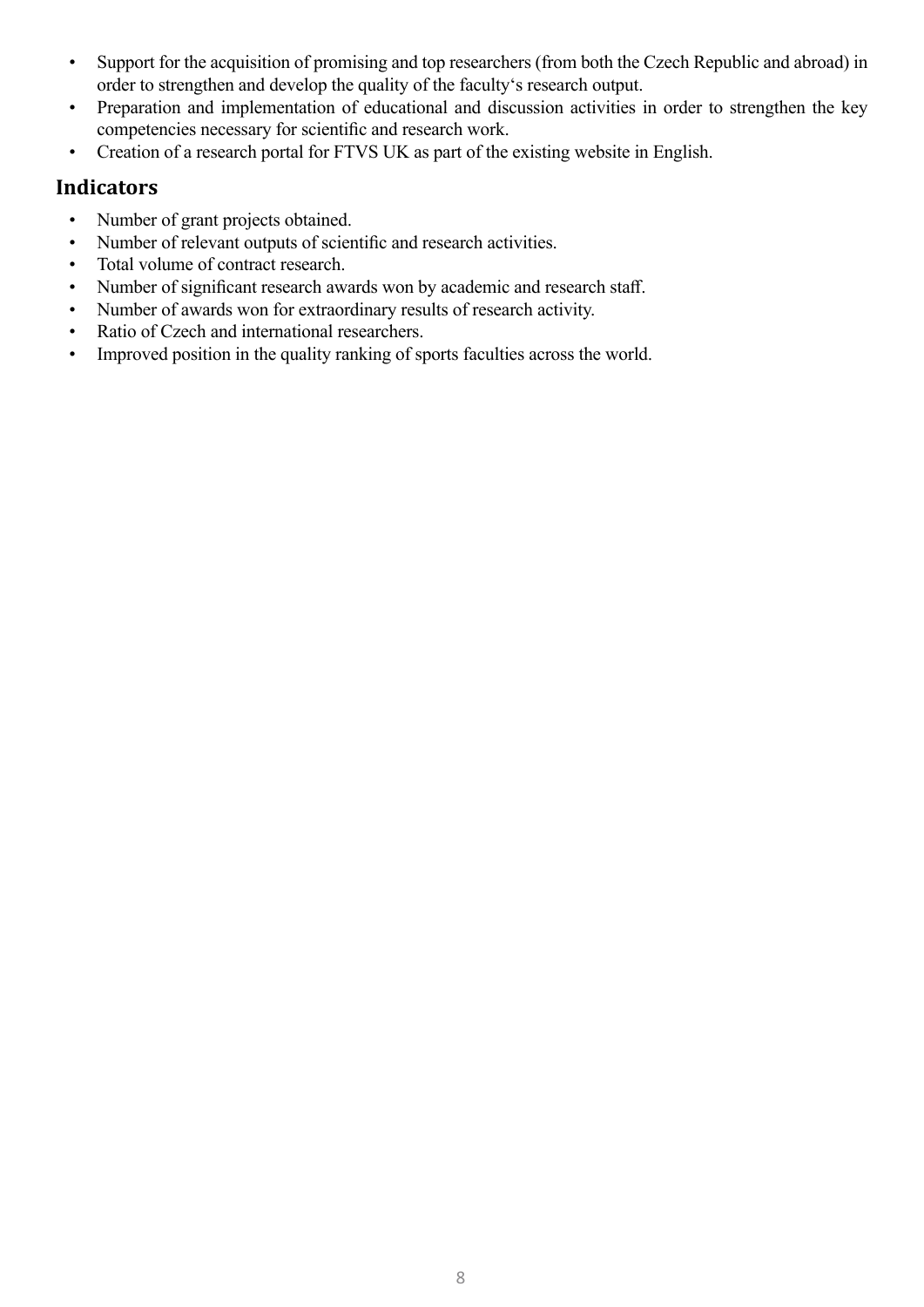- Support for the acquisition of promising and top researchers (from both the Czech Republic and abroad) in order to strengthen and develop the quality of the faculty's research output.
- Preparation and implementation of educational and discussion activities in order to strengthen the key competencies necessary for scientific and research work.
- Creation of a research portal for FTVS UK as part of the existing website in English.

## Indicators

- Number of grant projects obtained.
- Number of relevant outputs of scientific and research activities.
- Total volume of contract research.
- Number of significant research awards won by academic and research staff.
- Number of awards won for extraordinary results of research activity.
- Ratio of Czech and international researchers.
- Improved position in the quality ranking of sports faculties across the world.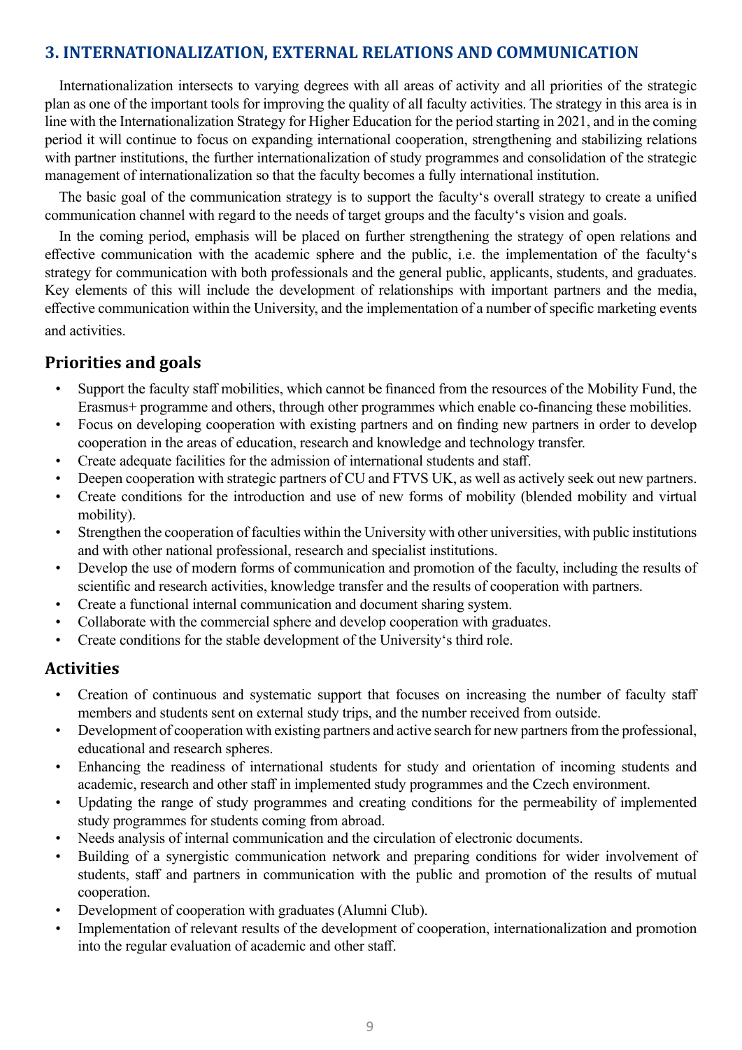## 3. INTERNATIONALIZATION, EXTERNAL RELATIONS AND COMMUNICATION

Internationalization intersects to varying degrees with all areas of activity and all priorities of the strategic plan as one of the important tools for improving the quality of all faculty activities. The strategy in this area is in line with the Internationalization Strategy for Higher Education for the period starting in 2021, and in the coming period it will continue to focus on expanding international cooperation, strengthening and stabilizing relations with partner institutions, the further internationalization of study programmes and consolidation of the strategic management of internationalization so that the faculty becomes a fully international institution.

The basic goal of the communication strategy is to support the faculty's overall strategy to create a unified communication channel with regard to the needs of target groups and the faculty's vision and goals.

In the coming period, emphasis will be placed on further strengthening the strategy of open relations and effective communication with the academic sphere and the public, i.e. the implementation of the faculty's strategy for communication with both professionals and the general public, applicants, students, and graduates. Key elements of this will include the development of relationships with important partners and the media, effective communication within the University, and the implementation of a number of specific marketing events and activities.

### Priorities and goals

- Support the faculty staff mobilities, which cannot be financed from the resources of the Mobility Fund, the Erasmus+ programme and others, through other programmes which enable co-financing these mobilities.
- Focus on developing cooperation with existing partners and on finding new partners in order to develop cooperation in the areas of education, research and knowledge and technology transfer.
- Create adequate facilities for the admission of international students and staff.
- Deepen cooperation with strategic partners of CU and FTVS UK, as well as actively seek out new partners.
- Create conditions for the introduction and use of new forms of mobility (blended mobility and virtual mobility).
- Strengthen the cooperation of faculties within the University with other universities, with public institutions and with other national professional, research and specialist institutions.
- Develop the use of modern forms of communication and promotion of the faculty, including the results of scientific and research activities, knowledge transfer and the results of cooperation with partners.
- Create a functional internal communication and document sharing system.
- Collaborate with the commercial sphere and develop cooperation with graduates.
- Create conditions for the stable development of the University's third role.

### Activities

- Creation of continuous and systematic support that focuses on increasing the number of faculty staff members and students sent on external study trips, and the number received from outside.
- Development of cooperation with existing partners and active search for new partners from the professional, educational and research spheres.
- Enhancing the readiness of international students for study and orientation of incoming students and academic, research and other staff in implemented study programmes and the Czech environment.
- Updating the range of study programmes and creating conditions for the permeability of implemented study programmes for students coming from abroad.
- Needs analysis of internal communication and the circulation of electronic documents.
- Building of a synergistic communication network and preparing conditions for wider involvement of students, staff and partners in communication with the public and promotion of the results of mutual cooperation.
- Development of cooperation with graduates (Alumni Club).
- Implementation of relevant results of the development of cooperation, internationalization and promotion into the regular evaluation of academic and other staff.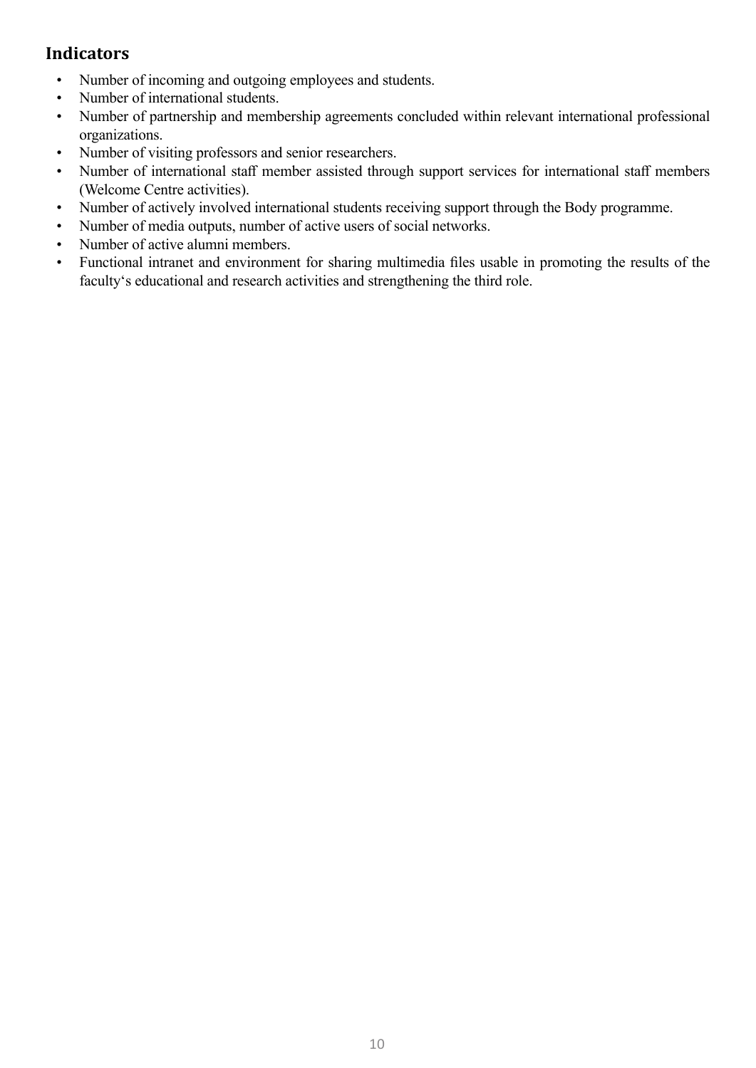## Indicators

- Number of incoming and outgoing employees and students.
- Number of international students.
- Number of partnership and membership agreements concluded within relevant international professional organizations.
- Number of visiting professors and senior researchers.
- Number of international staff member assisted through support services for international staff members (Welcome Centre activities).
- Number of actively involved international students receiving support through the Body programme.
- Number of media outputs, number of active users of social networks.
- Number of active alumni members.
- Functional intranet and environment for sharing multimedia files usable in promoting the results of the faculty's educational and research activities and strengthening the third role.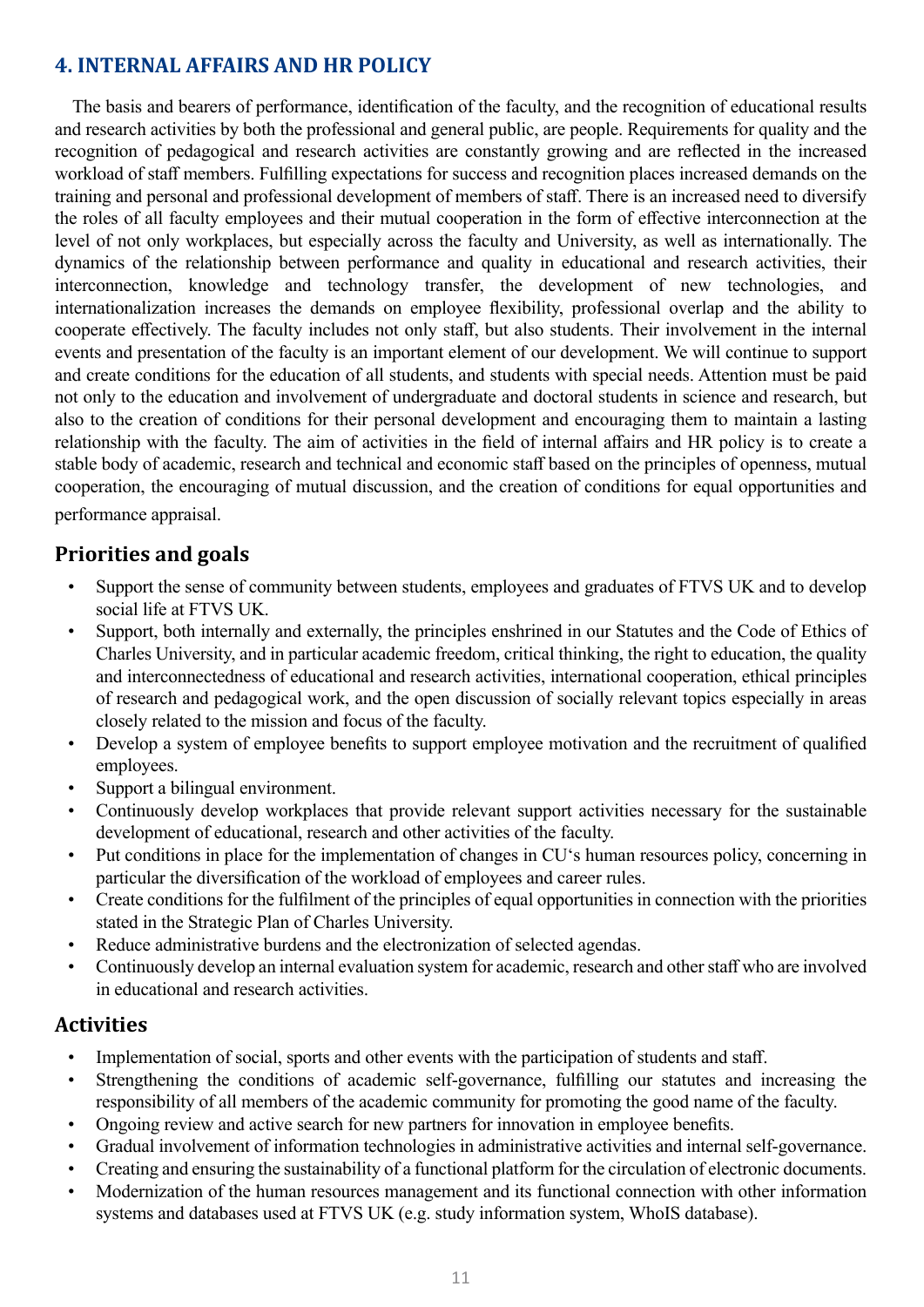## 4. INTERNAL AFFAIRS AND HR POLICY

The basis and bearers of performance, identification of the faculty, and the recognition of educational results and research activities by both the professional and general public, are people. Requirements for quality and the recognition of pedagogical and research activities are constantly growing and are reflected in the increased workload of staff members. Fulfilling expectations for success and recognition places increased demands on the training and personal and professional development of members of staff. There is an increased need to diversify the roles of all faculty employees and their mutual cooperation in the form of effective interconnection at the level of not only workplaces, but especially across the faculty and University, as well as internationally. The dynamics of the relationship between performance and quality in educational and research activities, their interconnection, knowledge and technology transfer, the development of new technologies, and internationalization increases the demands on employee flexibility, professional overlap and the ability to cooperate effectively. The faculty includes not only staff, but also students. Their involvement in the internal events and presentation of the faculty is an important element of our development. We will continue to support and create conditions for the education of all students, and students with special needs. Attention must be paid not only to the education and involvement of undergraduate and doctoral students in science and research, but also to the creation of conditions for their personal development and encouraging them to maintain a lasting relationship with the faculty. The aim of activities in the field of internal affairs and HR policy is to create a stable body of academic, research and technical and economic staff based on the principles of openness, mutual cooperation, the encouraging of mutual discussion, and the creation of conditions for equal opportunities and performance appraisal.

### Priorities and goals

- Support the sense of community between students, employees and graduates of FTVS UK and to develop social life at FTVS UK.
- Support, both internally and externally, the principles enshrined in our Statutes and the Code of Ethics of Charles University, and in particular academic freedom, critical thinking, the right to education, the quality and interconnectedness of educational and research activities, international cooperation, ethical principles of research and pedagogical work, and the open discussion of socially relevant topics especially in areas closely related to the mission and focus of the faculty.
- Develop a system of employee benefits to support employee motivation and the recruitment of qualified employees.
- Support a bilingual environment.
- Continuously develop workplaces that provide relevant support activities necessary for the sustainable development of educational, research and other activities of the faculty.
- Put conditions in place for the implementation of changes in CU's human resources policy, concerning in particular the diversification of the workload of employees and career rules.
- Create conditions for the fulfilment of the principles of equal opportunities in connection with the priorities stated in the Strategic Plan of Charles University.
- Reduce administrative burdens and the electronization of selected agendas.
- Continuously develop an internal evaluation system for academic, research and other staff who are involved in educational and research activities.

### Activities

- Implementation of social, sports and other events with the participation of students and staff.
- Strengthening the conditions of academic self-governance, fulfilling our statutes and increasing the responsibility of all members of the academic community for promoting the good name of the faculty.
- Ongoing review and active search for new partners for innovation in employee benefits.
- Gradual involvement of information technologies in administrative activities and internal self-governance.
- Creating and ensuring the sustainability of a functional platform for the circulation of electronic documents.
- Modernization of the human resources management and its functional connection with other information systems and databases used at FTVS UK (e.g. study information system, WhoIS database).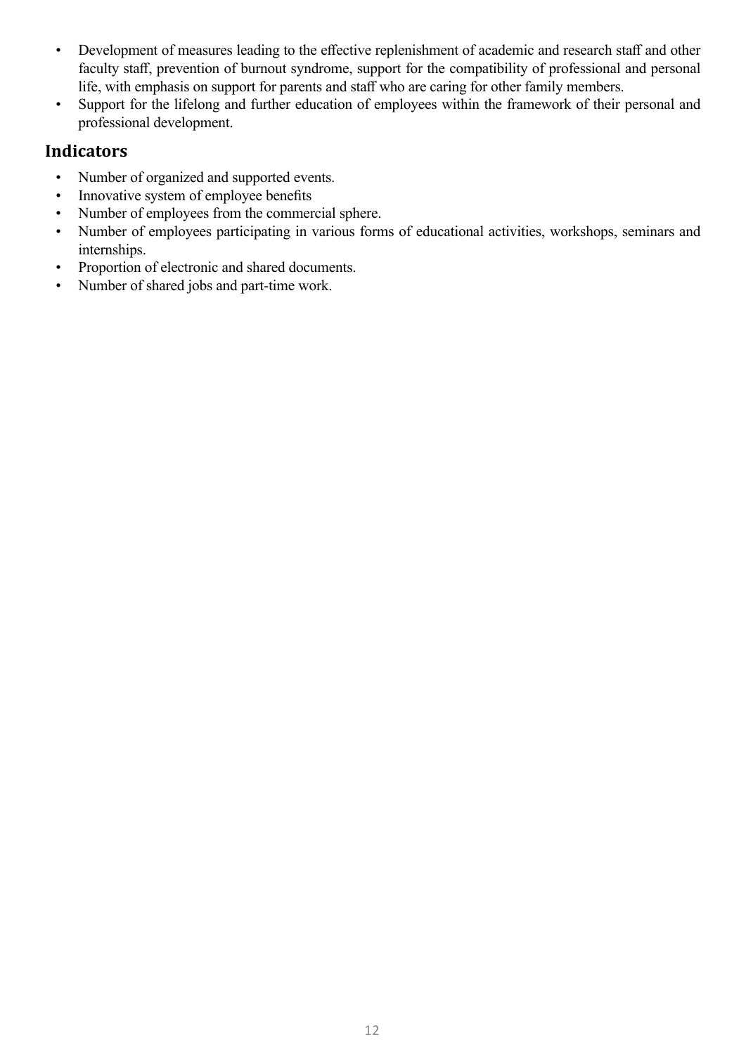- Development of measures leading to the effective replenishment of academic and research staff and other faculty staff, prevention of burnout syndrome, support for the compatibility of professional and personal life, with emphasis on support for parents and staff who are caring for other family members.
- Support for the lifelong and further education of employees within the framework of their personal and professional development.

## Indicators

- Number of organized and supported events.
- Innovative system of employee benefits
- Number of employees from the commercial sphere.
- Number of employees participating in various forms of educational activities, workshops, seminars and internships.
- Proportion of electronic and shared documents.
- Number of shared jobs and part-time work.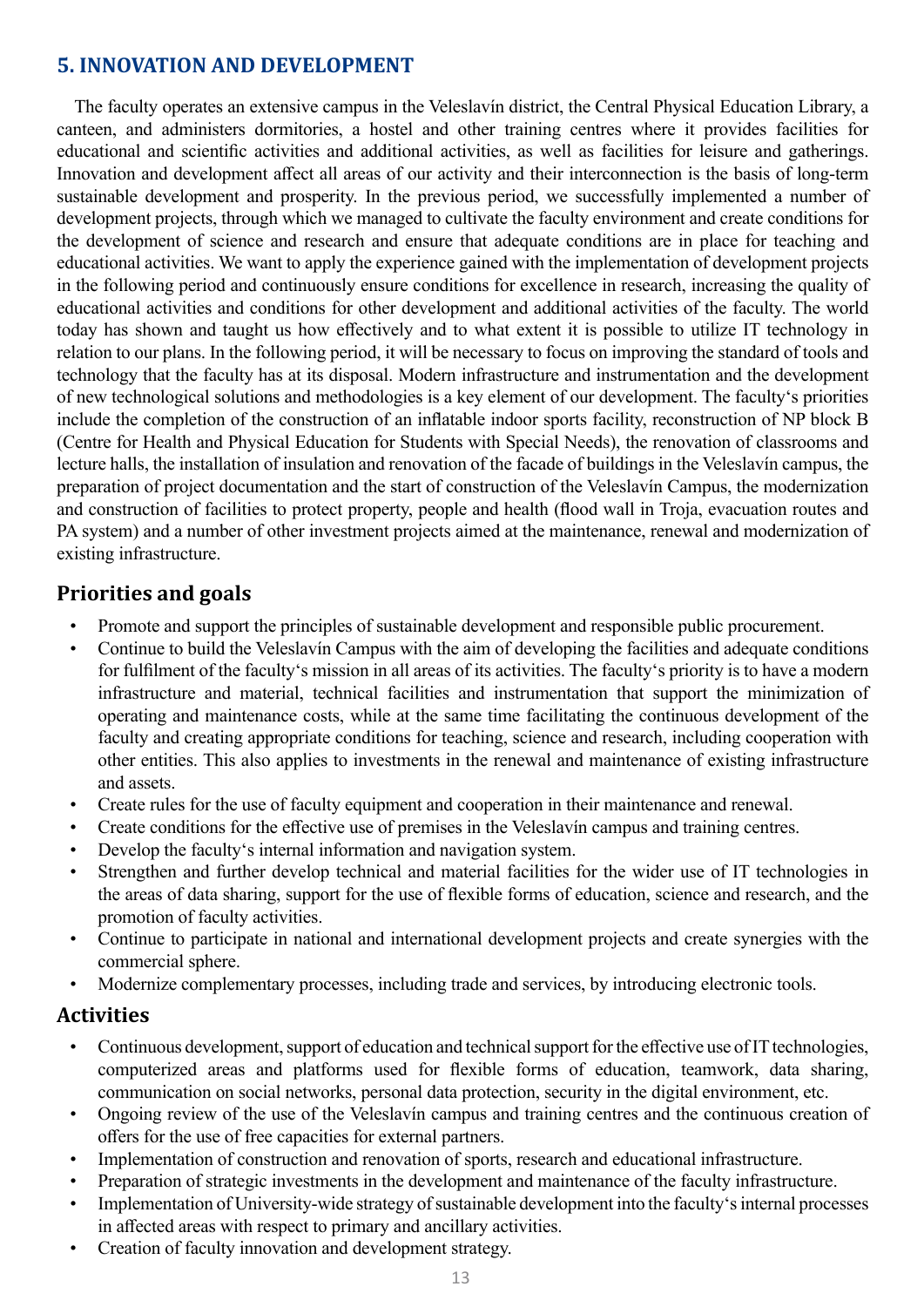## 5. INNOVATION AND DEVELOPMENT

The faculty operates an extensive campus in the Veleslavín district, the Central Physical Education Library, a canteen, and administers dormitories, a hostel and other training centres where it provides facilities for educational and scientific activities and additional activities, as well as facilities for leisure and gatherings. Innovation and development affect all areas of our activity and their interconnection is the basis of long-term sustainable development and prosperity. In the previous period, we successfully implemented a number of development projects, through which we managed to cultivate the faculty environment and create conditions for the development of science and research and ensure that adequate conditions are in place for teaching and educational activities. We want to apply the experience gained with the implementation of development projects in the following period and continuously ensure conditions for excellence in research, increasing the quality of educational activities and conditions for other development and additional activities of the faculty. The world today has shown and taught us how effectively and to what extent it is possible to utilize IT technology in relation to our plans. In the following period, it will be necessary to focus on improving the standard of tools and technology that the faculty has at its disposal. Modern infrastructure and instrumentation and the development of new technological solutions and methodologies is a key element of our development. The faculty's priorities include the completion of the construction of an inflatable indoor sports facility, reconstruction of NP block B (Centre for Health and Physical Education for Students with Special Needs), the renovation of classrooms and lecture halls, the installation of insulation and renovation of the facade of buildings in the Veleslavín campus, the preparation of project documentation and the start of construction of the Veleslavín Campus, the modernization and construction of facilities to protect property, people and health (flood wall in Troja, evacuation routes and PA system) and a number of other investment projects aimed at the maintenance, renewal and modernization of existing infrastructure.

### Priorities and goals

- Promote and support the principles of sustainable development and responsible public procurement.
- Continue to build the Veleslavín Campus with the aim of developing the facilities and adequate conditions for fulfilment of the faculty's mission in all areas of its activities. The faculty's priority is to have a modern infrastructure and material, technical facilities and instrumentation that support the minimization of operating and maintenance costs, while at the same time facilitating the continuous development of the faculty and creating appropriate conditions for teaching, science and research, including cooperation with other entities. This also applies to investments in the renewal and maintenance of existing infrastructure and assets.
- Create rules for the use of faculty equipment and cooperation in their maintenance and renewal.
- Create conditions for the effective use of premises in the Veleslavín campus and training centres.
- Develop the faculty's internal information and navigation system.
- Strengthen and further develop technical and material facilities for the wider use of IT technologies in the areas of data sharing, support for the use of flexible forms of education, science and research, and the promotion of faculty activities.
- Continue to participate in national and international development projects and create synergies with the commercial sphere.
- Modernize complementary processes, including trade and services, by introducing electronic tools.

### Activities

- Continuous development, support of education and technical support for the effective use of IT technologies, computerized areas and platforms used for flexible forms of education, teamwork, data sharing, communication on social networks, personal data protection, security in the digital environment, etc.
- Ongoing review of the use of the Veleslavín campus and training centres and the continuous creation of offers for the use of free capacities for external partners.
- Implementation of construction and renovation of sports, research and educational infrastructure.
- Preparation of strategic investments in the development and maintenance of the faculty infrastructure.
- Implementation of University-wide strategy of sustainable development into the faculty's internal processes in affected areas with respect to primary and ancillary activities.
- Creation of faculty innovation and development strategy.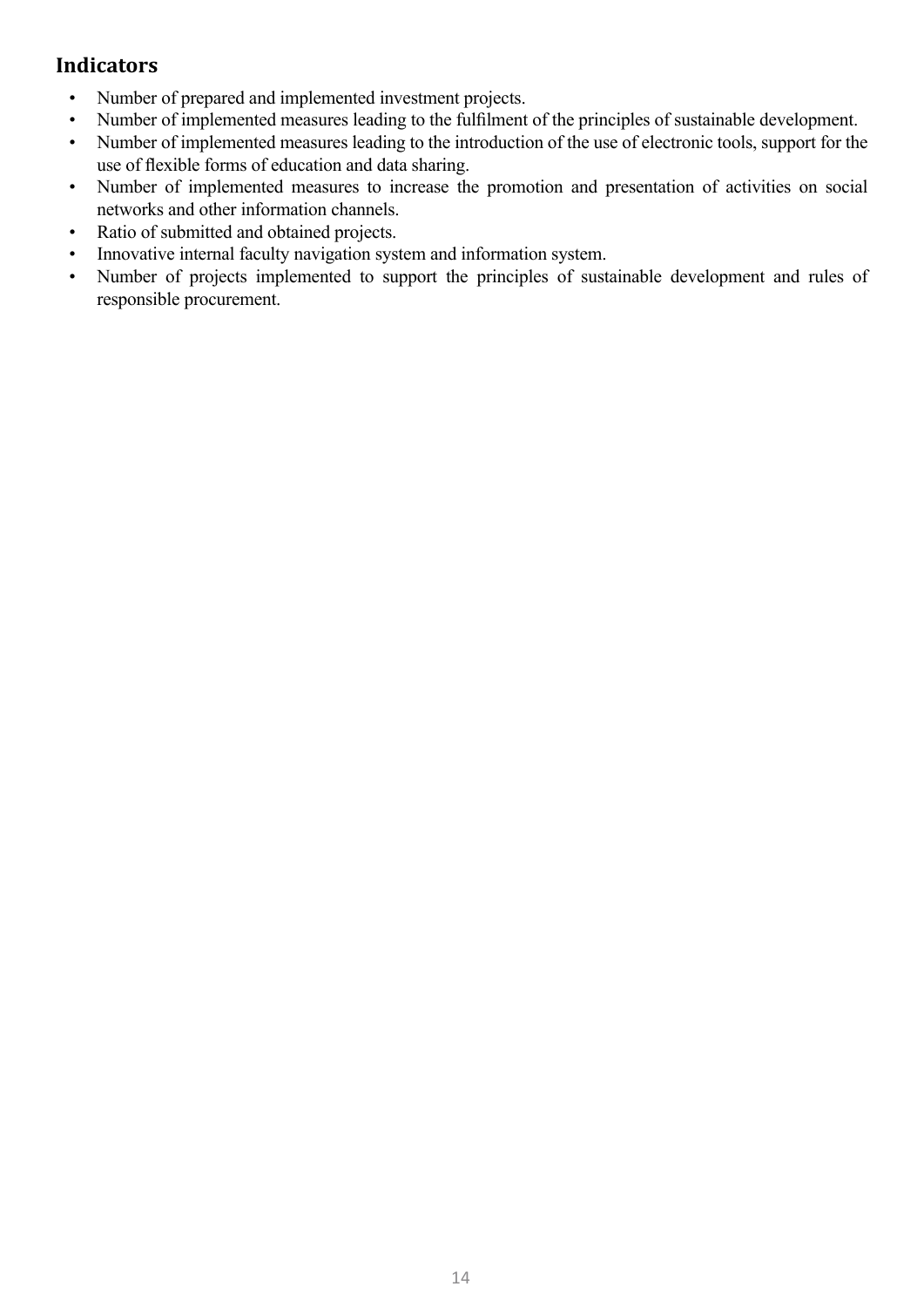## Indicators

- Number of prepared and implemented investment projects.
- Number of implemented measures leading to the fulfilment of the principles of sustainable development.
- Number of implemented measures leading to the introduction of the use of electronic tools, support for the use of flexible forms of education and data sharing.
- Number of implemented measures to increase the promotion and presentation of activities on social networks and other information channels.
- Ratio of submitted and obtained projects.
- Innovative internal faculty navigation system and information system.
- Number of projects implemented to support the principles of sustainable development and rules of responsible procurement.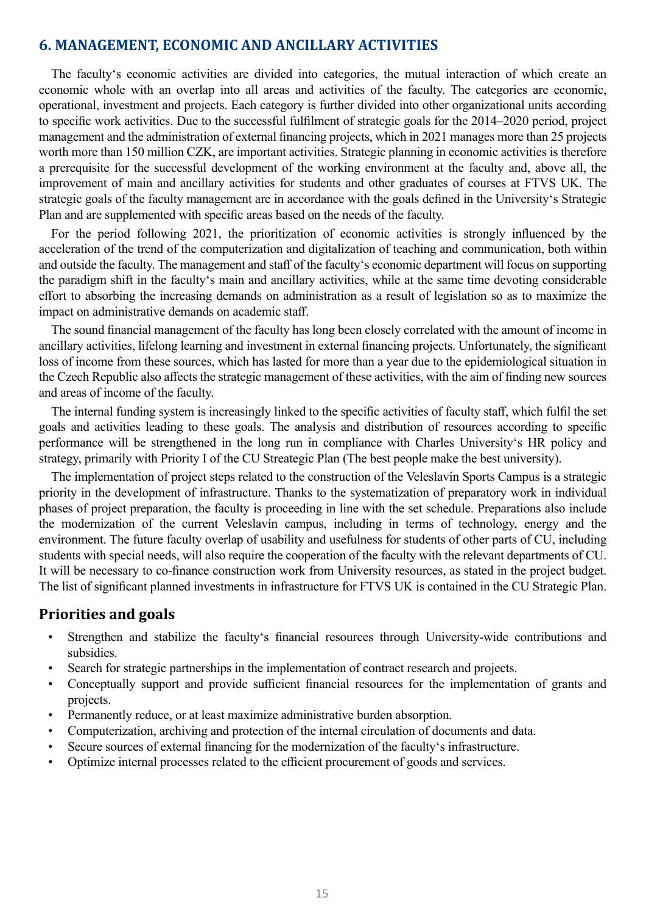## 6. MANAGEMENT, ECONOMIC AND ANCILLARY ACTIVITIES

The faculty‘s economic activities are divided into categories, the mutual interaction of which create an economic whole with an overlap into all areas and activities of the faculty. The categories are economic, operational, investment and projects. Each category is further divided into other organizational units according to specific work activities. Due to the successful fulfilment of strategic goals for the 2014–2020 period, project management and the administration of external financing projects, which in 2021 manages more than 25 projects worth more than 150 million CZK, are important activities. Strategic planning in economic activities is therefore a prerequisite for the successful development of the working environment at the faculty and, above all, the improvement of main and ancillary activities for students and other graduates of courses at FTVS UK. The strategic goals of the faculty management are in accordance with the goals defined in the University‘s Strategic Plan and are supplemented with specific areas based on the needs of the faculty.

For the period following 2021, the prioritization of economic activities is strongly influenced by the acceleration of the trend of the computerization and digitalization of teaching and communication, both within and outside the faculty. The management and staff of the faculty‘s economic department will focus on supporting the paradigm shift in the faculty‘s main and ancillary activities, while at the same time devoting considerable effort to absorbing the increasing demands on administration as a result of legislation so as to maximize the impact on administrative demands on academic staff.

The sound financial management of the faculty has long been closely correlated with the amount of income in ancillary activities, lifelong learning and investment in external financing projects. Unfortunately, the significant loss of income from these sources, which has lasted for more than a year due to the epidemiological situation in the Czech Republic also affects the strategic management of these activities, with the aim of finding new sources and areas of income of the faculty.

The internal funding system is increasingly linked to the specific activities of faculty staff, which fulfil the set goals and activities leading to these goals. The analysis and distribution of resources according to specific performance will be strengthened in the long run in compliance with Charles University‘s HR policy and strategy, primarily with Priority I of the CU Streategic Plan (The best people make the best university).

The implementation of project steps related to the construction of the Veleslavín Sports Campus is a strategic priority in the development of infrastructure. Thanks to the systematization of preparatory work in individual phases of project preparation, the faculty is proceeding in line with the set schedule. Preparations also include the modernization of the current Veleslavín campus, including in terms of technology, energy and the environment. The future faculty overlap of usability and usefulness for students of other parts of CU, including students with special needs, will also require the cooperation of the faculty with the relevant departments of CU. It will be necessary to co-finance construction work from University resources, as stated in the project budget. The list of significant planned investments in infrastructure for FTVS UK is contained in the CU Strategic Plan.

### Priorities and goals

- Strengthen and stabilize the faculty‘s financial resources through University-wide contributions and subsidies.
- Search for strategic partnerships in the implementation of contract research and projects.
- Conceptually support and provide sufficient financial resources for the implementation of grants and projects.
- Permanently reduce, or at least maximize administrative burden absorption.
- Computerization, archiving and protection of the internal circulation of documents and data.
- Secure sources of external financing for the modernization of the faculty‘s infrastructure.
- Optimize internal processes related to the efficient procurement of goods and services.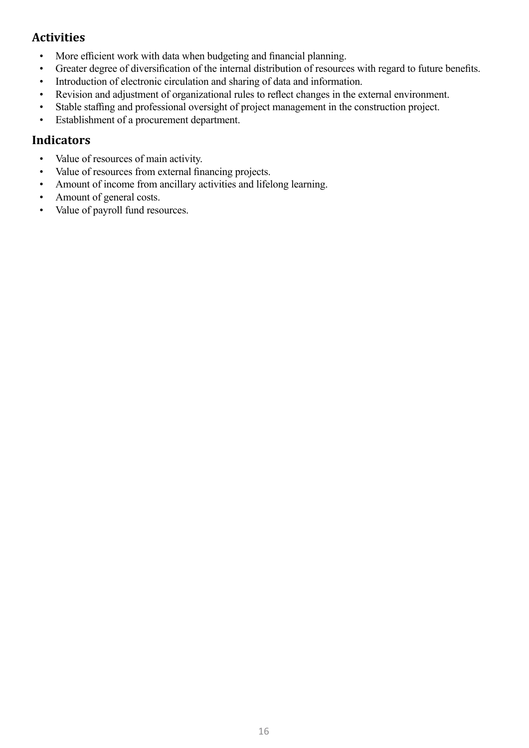## Activities

- More efficient work with data when budgeting and financial planning.
- Greater degree of diversification of the internal distribution of resources with regard to future benefits.
- Introduction of electronic circulation and sharing of data and information.
- Revision and adjustment of organizational rules to reflect changes in the external environment.
- Stable staffing and professional oversight of project management in the construction project.
- Establishment of a procurement department.

## Indicators

- Value of resources of main activity.
- Value of resources from external financing projects.
- Amount of income from ancillary activities and lifelong learning.
- Amount of general costs.
- Value of payroll fund resources.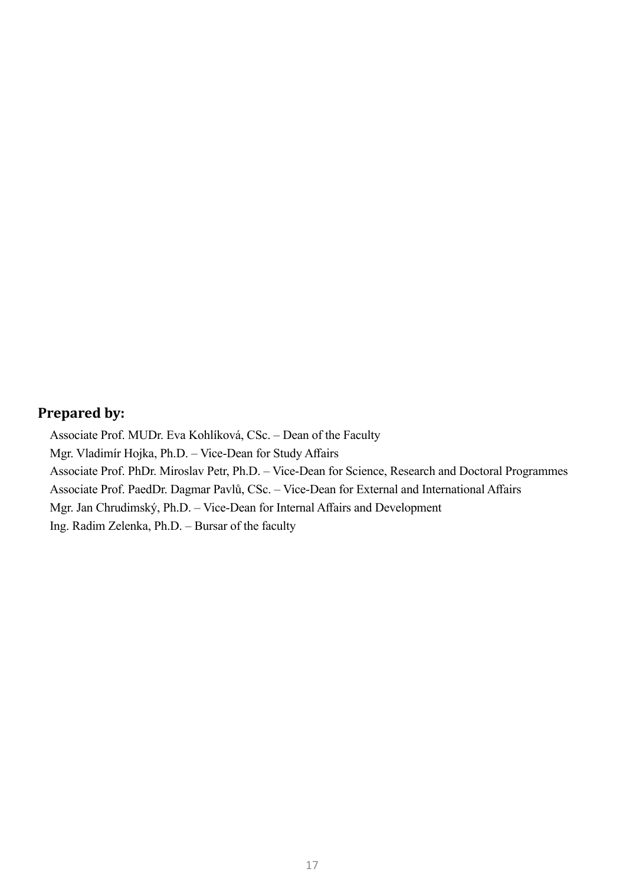**Prepared by:**

Associate Prof. MUDr. Eva Kohlíková, CSc. – Dean of the Faculty
Mgr. Vladimír Hojka, Ph.D. – Vice-Dean for Study Affairs
Associate Prof. PhDr. Miroslav Petr, Ph.D. – Vice-Dean for Science, Research and Doctoral Programmes
Associate Prof. PaedDr. Dagmar Pavlů, CSc. – Vice-Dean for External and International Affairs
Mgr. Jan Chrudimský, Ph.D. – Vice-Dean for Internal Affairs and Development
Ing. Radim Zelenka, Ph.D. – Bursar of the faculty